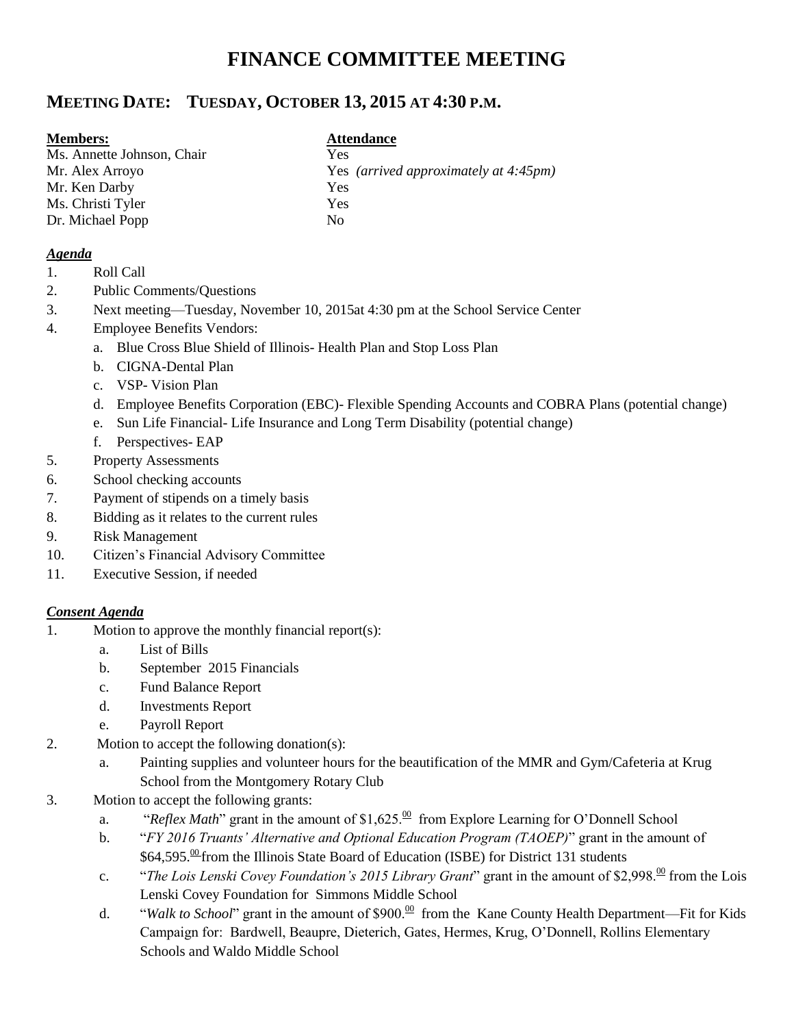# FINANCE COMMITTEE MEETING

## MEETING DATE: TUESDAY, OCTOBER 13, 2015 AT 4:30 P.M.

| **Members:** | **Attendance** |
|---|---|
| Ms. Annette Johnson, Chair | Yes |
| Mr. Alex Arroyo | Yes *(arrived approximately at 4:45pm)* |
| Mr. Ken Darby | Yes |
| Ms. Christi Tyler | Yes |
| Dr. Michael Popp | No |

***Agenda***

1. Roll Call
2. Public Comments/Questions
3. Next meeting—Tuesday, November 10, 2015at 4:30 pm at the School Service Center
4. Employee Benefits Vendors:
   a. Blue Cross Blue Shield of Illinois- Health Plan and Stop Loss Plan
   b. CIGNA-Dental Plan
   c. VSP- Vision Plan
   d. Employee Benefits Corporation (EBC)- Flexible Spending Accounts and COBRA Plans (potential change)
   e. Sun Life Financial- Life Insurance and Long Term Disability (potential change)
   f. Perspectives- EAP
5. Property Assessments
6. School checking accounts
7. Payment of stipends on a timely basis
8. Bidding as it relates to the current rules
9. Risk Management
10. Citizen's Financial Advisory Committee
11. Executive Session, if needed

***Consent Agenda***

1. Motion to approve the monthly financial report(s):
   a. List of Bills
   b. September 2015 Financials
   c. Fund Balance Report
   d. Investments Report
   e. Payroll Report
2. Motion to accept the following donation(s):
   a. Painting supplies and volunteer hours for the beautification of the MMR and Gym/Cafeteria at Krug School from the Montgomery Rotary Club
3. Motion to accept the following grants:
   a. "*Reflex Math*" grant in the amount of $1,625.00 from Explore Learning for O'Donnell School
   b. "*FY 2016 Truants' Alternative and Optional Education Program (TAOEP)*" grant in the amount of $64,595.00 from the Illinois State Board of Education (ISBE) for District 131 students
   c. "*The Lois Lenski Covey Foundation's 2015 Library Grant*" grant in the amount of $2,998.00 from the Lois Lenski Covey Foundation for Simmons Middle School
   d. "*Walk to School*" grant in the amount of $900.00 from the Kane County Health Department—Fit for Kids Campaign for: Bardwell, Beaupre, Dieterich, Gates, Hermes, Krug, O'Donnell, Rollins Elementary Schools and Waldo Middle School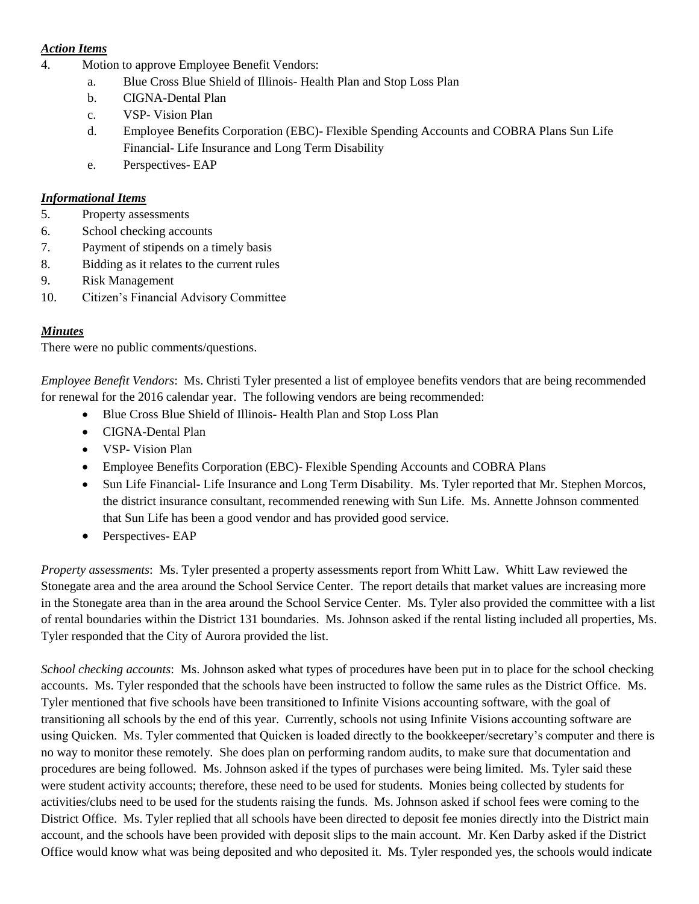***Action Items***

4. Motion to approve Employee Benefit Vendors:
   a. Blue Cross Blue Shield of Illinois- Health Plan and Stop Loss Plan
   b. CIGNA-Dental Plan
   c. VSP- Vision Plan
   d. Employee Benefits Corporation (EBC)- Flexible Spending Accounts and COBRA Plans Sun Life Financial- Life Insurance and Long Term Disability
   e. Perspectives- EAP

***Informational Items***

5. Property assessments
6. School checking accounts
7. Payment of stipends on a timely basis
8. Bidding as it relates to the current rules
9. Risk Management
10. Citizen's Financial Advisory Committee

***Minutes***

There were no public comments/questions.

*Employee Benefit Vendors*: Ms. Christi Tyler presented a list of employee benefits vendors that are being recommended for renewal for the 2016 calendar year. The following vendors are being recommended:

- Blue Cross Blue Shield of Illinois- Health Plan and Stop Loss Plan
- CIGNA-Dental Plan
- VSP- Vision Plan
- Employee Benefits Corporation (EBC)- Flexible Spending Accounts and COBRA Plans
- Sun Life Financial- Life Insurance and Long Term Disability. Ms. Tyler reported that Mr. Stephen Morcos, the district insurance consultant, recommended renewing with Sun Life. Ms. Annette Johnson commented that Sun Life has been a good vendor and has provided good service.
- Perspectives- EAP

*Property assessments*: Ms. Tyler presented a property assessments report from Whitt Law. Whitt Law reviewed the Stonegate area and the area around the School Service Center. The report details that market values are increasing more in the Stonegate area than in the area around the School Service Center. Ms. Tyler also provided the committee with a list of rental boundaries within the District 131 boundaries. Ms. Johnson asked if the rental listing included all properties, Ms. Tyler responded that the City of Aurora provided the list.

*School checking accounts*: Ms. Johnson asked what types of procedures have been put in to place for the school checking accounts. Ms. Tyler responded that the schools have been instructed to follow the same rules as the District Office. Ms. Tyler mentioned that five schools have been transitioned to Infinite Visions accounting software, with the goal of transitioning all schools by the end of this year. Currently, schools not using Infinite Visions accounting software are using Quicken. Ms. Tyler commented that Quicken is loaded directly to the bookkeeper/secretary's computer and there is no way to monitor these remotely. She does plan on performing random audits, to make sure that documentation and procedures are being followed. Ms. Johnson asked if the types of purchases were being limited. Ms. Tyler said these were student activity accounts; therefore, these need to be used for students. Monies being collected by students for activities/clubs need to be used for the students raising the funds. Ms. Johnson asked if school fees were coming to the District Office. Ms. Tyler replied that all schools have been directed to deposit fee monies directly into the District main account, and the schools have been provided with deposit slips to the main account. Mr. Ken Darby asked if the District Office would know what was being deposited and who deposited it. Ms. Tyler responded yes, the schools would indicate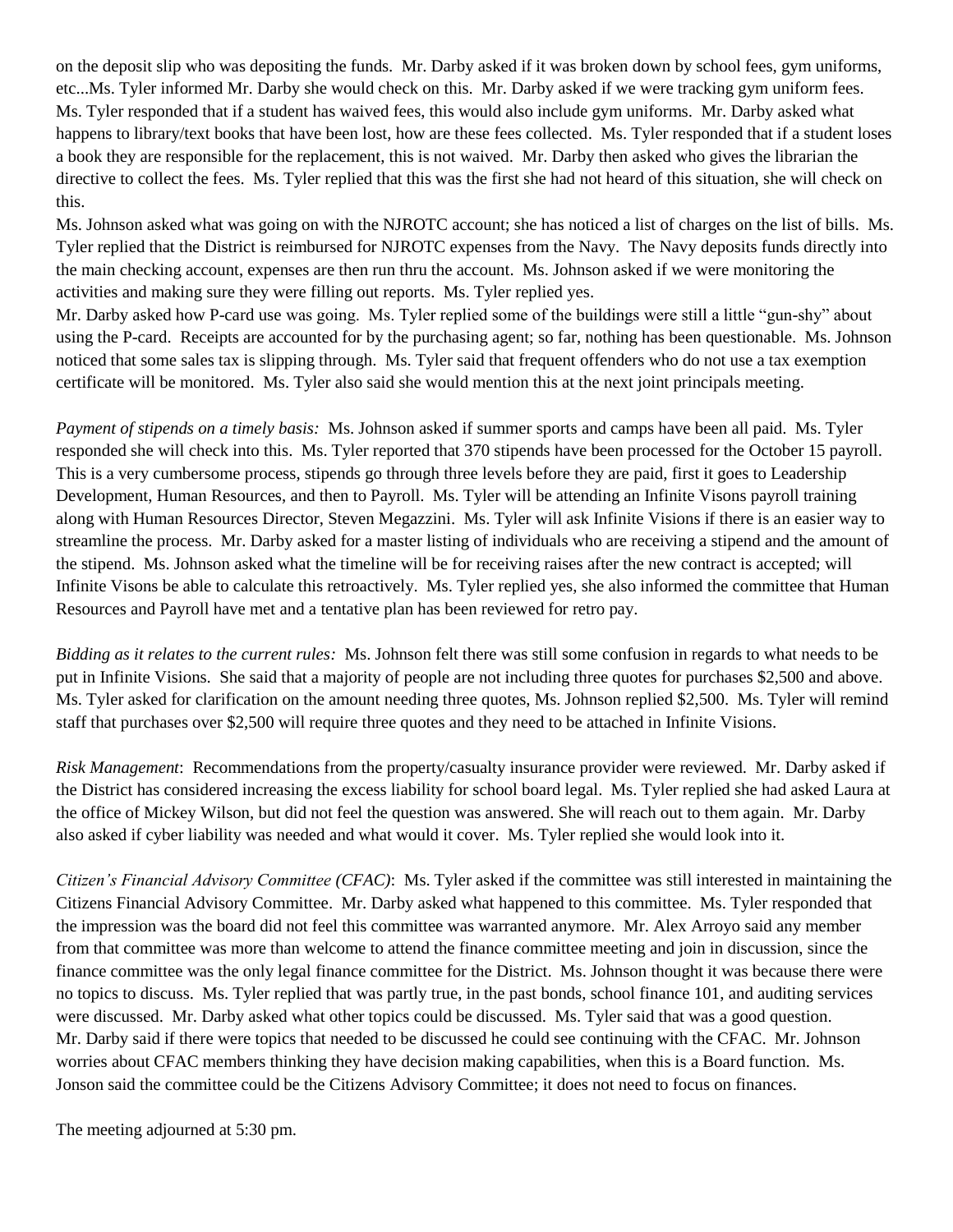on the deposit slip who was depositing the funds. Mr. Darby asked if it was broken down by school fees, gym uniforms, etc...Ms. Tyler informed Mr. Darby she would check on this. Mr. Darby asked if we were tracking gym uniform fees. Ms. Tyler responded that if a student has waived fees, this would also include gym uniforms. Mr. Darby asked what happens to library/text books that have been lost, how are these fees collected. Ms. Tyler responded that if a student loses a book they are responsible for the replacement, this is not waived. Mr. Darby then asked who gives the librarian the directive to collect the fees. Ms. Tyler replied that this was the first she had not heard of this situation, she will check on this.

Ms. Johnson asked what was going on with the NJROTC account; she has noticed a list of charges on the list of bills. Ms. Tyler replied that the District is reimbursed for NJROTC expenses from the Navy. The Navy deposits funds directly into the main checking account, expenses are then run thru the account. Ms. Johnson asked if we were monitoring the activities and making sure they were filling out reports. Ms. Tyler replied yes.

Mr. Darby asked how P-card use was going. Ms. Tyler replied some of the buildings were still a little "gun-shy" about using the P-card. Receipts are accounted for by the purchasing agent; so far, nothing has been questionable. Ms. Johnson noticed that some sales tax is slipping through. Ms. Tyler said that frequent offenders who do not use a tax exemption certificate will be monitored. Ms. Tyler also said she would mention this at the next joint principals meeting.

*Payment of stipends on a timely basis:* Ms. Johnson asked if summer sports and camps have been all paid. Ms. Tyler responded she will check into this. Ms. Tyler reported that 370 stipends have been processed for the October 15 payroll. This is a very cumbersome process, stipends go through three levels before they are paid, first it goes to Leadership Development, Human Resources, and then to Payroll. Ms. Tyler will be attending an Infinite Visons payroll training along with Human Resources Director, Steven Megazzini. Ms. Tyler will ask Infinite Visions if there is an easier way to streamline the process. Mr. Darby asked for a master listing of individuals who are receiving a stipend and the amount of the stipend. Ms. Johnson asked what the timeline will be for receiving raises after the new contract is accepted; will Infinite Visons be able to calculate this retroactively. Ms. Tyler replied yes, she also informed the committee that Human Resources and Payroll have met and a tentative plan has been reviewed for retro pay.

*Bidding as it relates to the current rules:* Ms. Johnson felt there was still some confusion in regards to what needs to be put in Infinite Visions. She said that a majority of people are not including three quotes for purchases $2,500 and above. Ms. Tyler asked for clarification on the amount needing three quotes, Ms. Johnson replied $2,500. Ms. Tyler will remind staff that purchases over $2,500 will require three quotes and they need to be attached in Infinite Visions.

*Risk Management*: Recommendations from the property/casualty insurance provider were reviewed. Mr. Darby asked if the District has considered increasing the excess liability for school board legal. Ms. Tyler replied she had asked Laura at the office of Mickey Wilson, but did not feel the question was answered. She will reach out to them again. Mr. Darby also asked if cyber liability was needed and what would it cover. Ms. Tyler replied she would look into it.

*Citizen's Financial Advisory Committee (CFAC)*: Ms. Tyler asked if the committee was still interested in maintaining the Citizens Financial Advisory Committee. Mr. Darby asked what happened to this committee. Ms. Tyler responded that the impression was the board did not feel this committee was warranted anymore. Mr. Alex Arroyo said any member from that committee was more than welcome to attend the finance committee meeting and join in discussion, since the finance committee was the only legal finance committee for the District. Ms. Johnson thought it was because there were no topics to discuss. Ms. Tyler replied that was partly true, in the past bonds, school finance 101, and auditing services were discussed. Mr. Darby asked what other topics could be discussed. Ms. Tyler said that was a good question. Mr. Darby said if there were topics that needed to be discussed he could see continuing with the CFAC. Mr. Johnson worries about CFAC members thinking they have decision making capabilities, when this is a Board function. Ms. Jonson said the committee could be the Citizens Advisory Committee; it does not need to focus on finances.

The meeting adjourned at 5:30 pm.